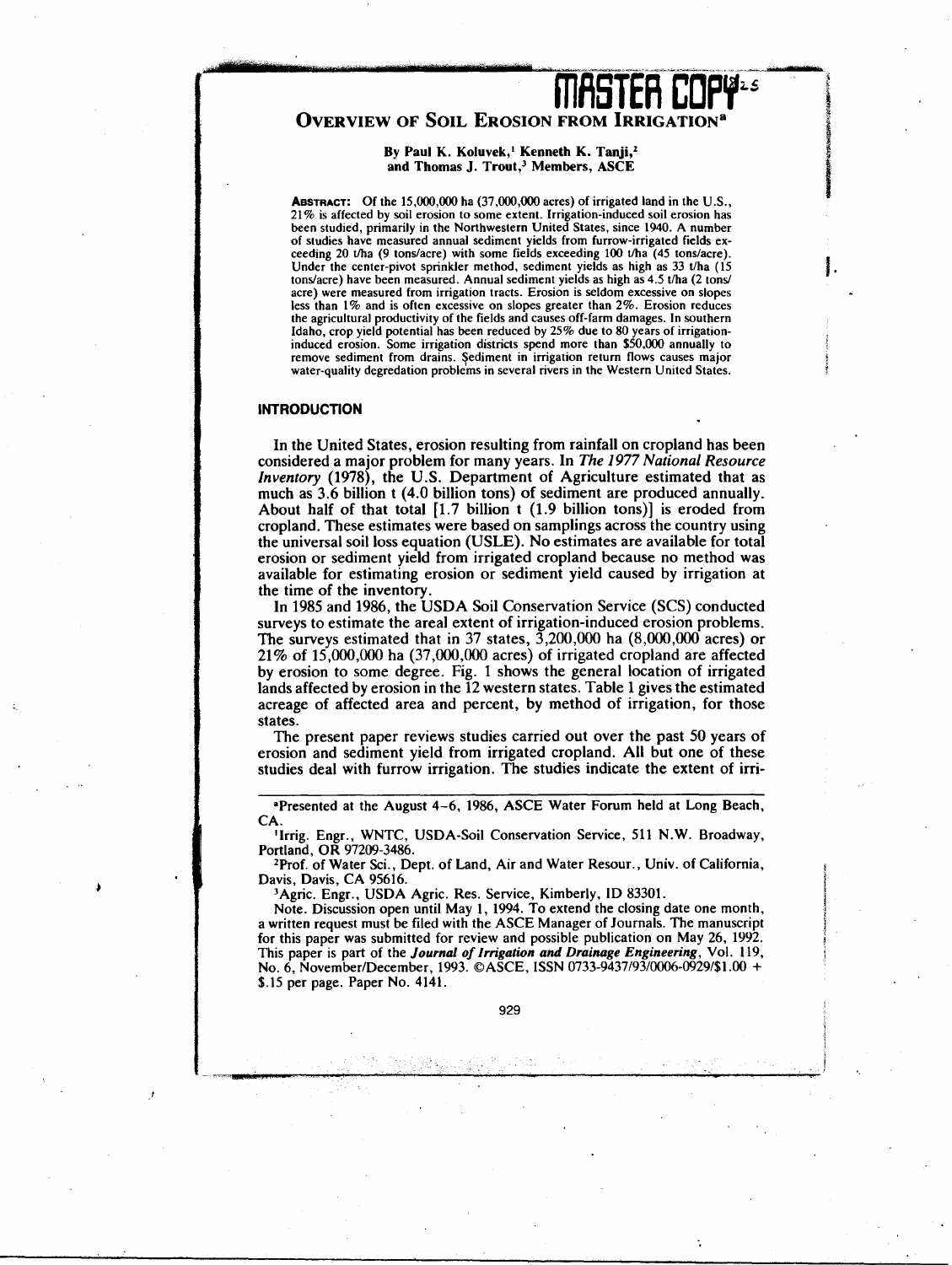# Overview of Soil Erosion from Irrigation[a]

**By Paul K. Koluvek,[1] Kenneth K. Tanji,[2] and Thomas J. Trout,[3] Members, ASCE**

**Abstract:** Of the 15,000,000 ha (37,000,000 acres) of irrigated land in the U.S., 21% is affected by soil erosion to some extent. Irrigation-induced soil erosion has been studied, primarily in the Northwestern United States, since 1940. A number of studies have measured annual sediment yields from furrow-irrigated fields exceeding 20 t/ha (9 tons/acre) with some fields exceeding 100 t/ha (45 tons/acre). Under the center-pivot sprinkler method, sediment yields as high as 33 t/ha (15 tons/acre) have been measured. Annual sediment yields as high as 4.5 t/ha (2 tons/acre) were measured from irrigation tracts. Erosion is seldom excessive on slopes less than 1% and is often excessive on slopes greater than 2%. Erosion reduces the agricultural productivity of the fields and causes off-farm damages. In southern Idaho, crop yield potential has been reduced by 25% due to 80 years of irrigation-induced erosion. Some irrigation districts spend more than $50,000 annually to remove sediment from drains. Sediment in irrigation return flows causes major water-quality degredation problems in several rivers in the Western United States.

## INTRODUCTION

In the United States, erosion resulting from rainfall on cropland has been considered a major problem for many years. In *The 1977 National Resource Inventory* (1978), the U.S. Department of Agriculture estimated that as much as 3.6 billion t (4.0 billion tons) of sediment are produced annually. About half of that total [1.7 billion t (1.9 billion tons)] is eroded from cropland. These estimates were based on samplings across the country using the universal soil loss equation (USLE). No estimates are available for total erosion or sediment yield from irrigated cropland because no method was available for estimating erosion or sediment yield caused by irrigation at the time of the inventory.

In 1985 and 1986, the USDA Soil Conservation Service (SCS) conducted surveys to estimate the areal extent of irrigation-induced erosion problems. The surveys estimated that in 37 states, 3,200,000 ha (8,000,000 acres) or 21% of 15,000,000 ha (37,000,000 acres) of irrigated cropland are affected by erosion to some degree. Fig. 1 shows the general location of irrigated lands affected by erosion in the 12 western states. Table 1 gives the estimated acreage of affected area and percent, by method of irrigation, for those states.

The present paper reviews studies carried out over the past 50 years of erosion and sediment yield from irrigated cropland. All but one of these studies deal with furrow irrigation. The studies indicate the extent of irri-

---

[a]Presented at the August 4–6, 1986, ASCE Water Forum held at Long Beach, CA.

[1]Irrig. Engr., WNTC, USDA-Soil Conservation Service, 511 N.W. Broadway, Portland, OR 97209-3486.

[2]Prof. of Water Sci., Dept. of Land, Air and Water Resour., Univ. of California, Davis, Davis, CA 95616.

[3]Agric. Engr., USDA Agric. Res. Service, Kimberly, ID 83301.

Note. Discussion open until May 1, 1994. To extend the closing date one month, a written request must be filed with the ASCE Manager of Journals. The manuscript for this paper was submitted for review and possible publication on May 26, 1992. This paper is part of the *Journal of Irrigation and Drainage Engineering*, Vol. 119, No. 6, November/December, 1993. ©ASCE, ISSN 0733-9437/93/0006-0929/$1.00 + $.15 per page. Paper No. 4141.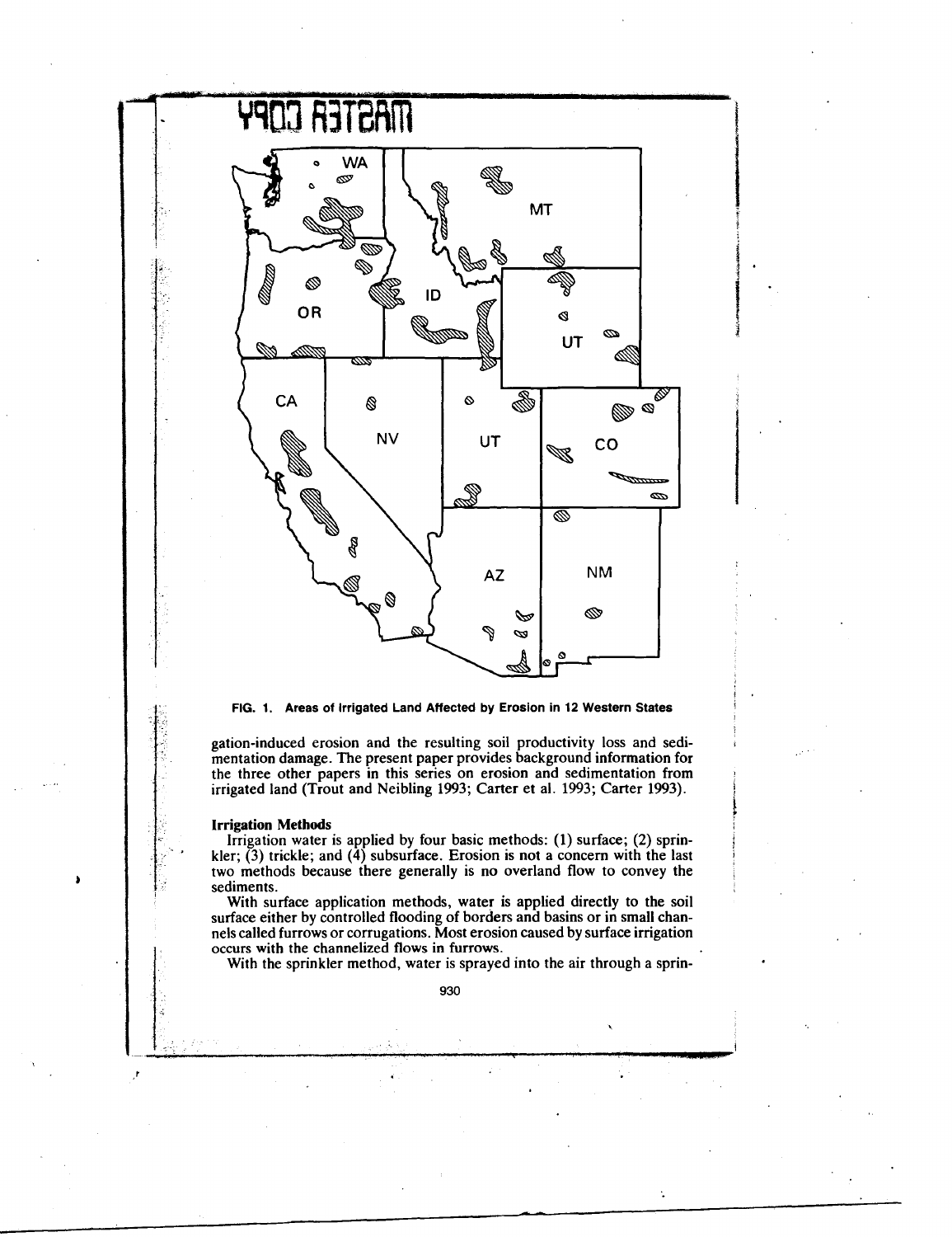FIG. 1. Areas of Irrigated Land Affected by Erosion in 12 Western States

gation-induced erosion and the resulting soil productivity loss and sedimentation damage. The present paper provides background information for the three other papers in this series on erosion and sedimentation from irrigated land (Trout and Neibling 1993; Carter et al. 1993; Carter 1993).

**Irrigation Methods**

Irrigation water is applied by four basic methods: (1) surface; (2) sprinkler; (3) trickle; and (4) subsurface. Erosion is not a concern with the last two methods because there generally is no overland flow to convey the sediments.

With surface application methods, water is applied directly to the soil surface either by controlled flooding of borders and basins or in small channels called furrows or corrugations. Most erosion caused by surface irrigation occurs with the channelized flows in furrows.

With the sprinkler method, water is sprayed into the air through a sprin-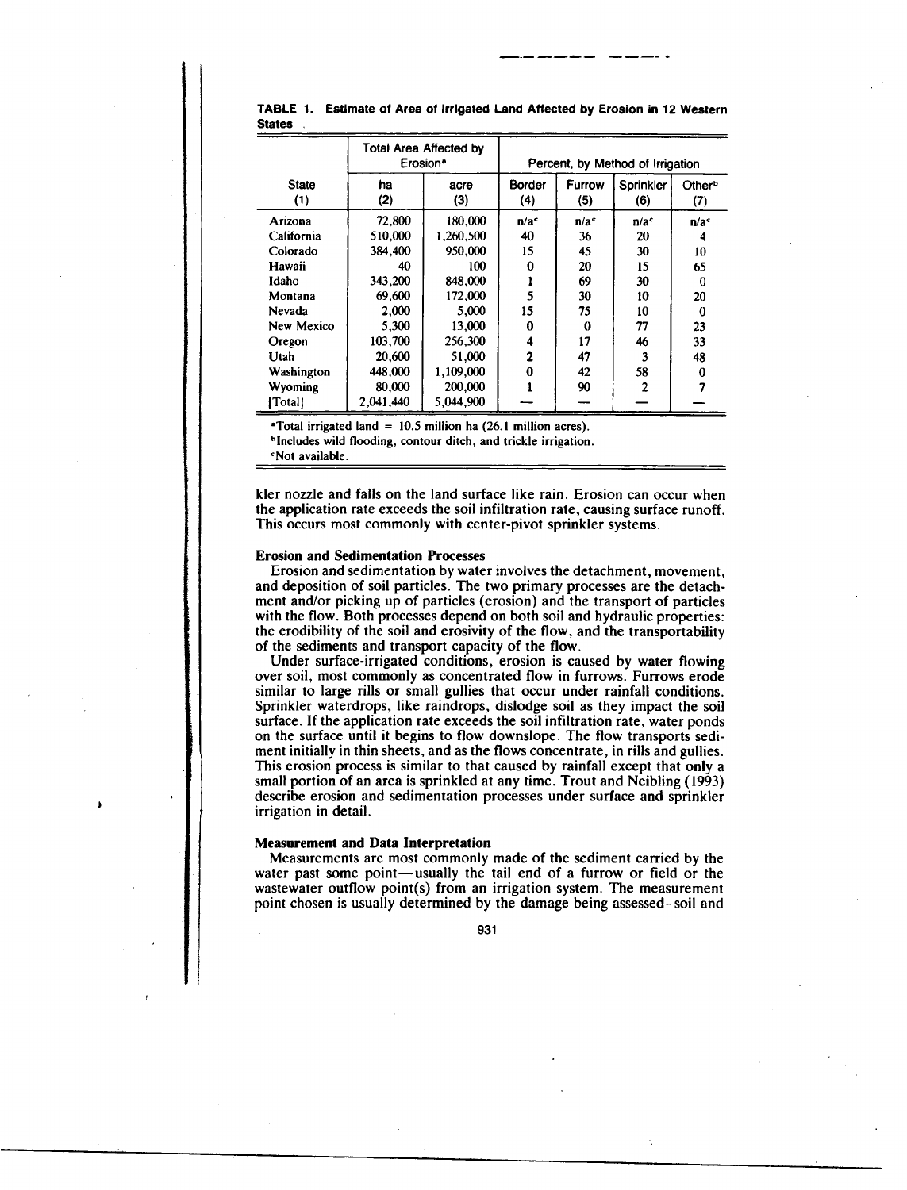**TABLE 1. Estimate of Area of Irrigated Land Affected by Erosion in 12 Western States**

| State (1) | Total Area Affected by Erosion[a] ha (2) | acre (3) | Percent, by Method of Irrigation Border (4) | Furrow (5) | Sprinkler (6) | Other[b] (7) |
|---|---|---|---|---|---|---|
| Arizona | 72,800 | 180,000 | n/a[c] | n/a[c] | n/a[c] | n/a[c] |
| California | 510,000 | 1,260,500 | 40 | 36 | 20 | 4 |
| Colorado | 384,400 | 950,000 | 15 | 45 | 30 | 10 |
| Hawaii | 40 | 100 | 0 | 20 | 15 | 65 |
| Idaho | 343,200 | 848,000 | 1 | 69 | 30 | 0 |
| Montana | 69,600 | 172,000 | 5 | 30 | 10 | 20 |
| Nevada | 2,000 | 5,000 | 15 | 75 | 10 | 0 |
| New Mexico | 5,300 | 13,000 | 0 | 0 | 77 | 23 |
| Oregon | 103,700 | 256,300 | 4 | 17 | 46 | 33 |
| Utah | 20,600 | 51,000 | 2 | 47 | 3 | 48 |
| Washington | 448,000 | 1,109,000 | 0 | 42 | 58 | 0 |
| Wyoming | 80,000 | 200,000 | 1 | 90 | 2 | 7 |
| [Total] | 2,041,440 | 5,044,900 | — | — | — | — |

[a]Total irrigated land = 10.5 million ha (26.1 million acres).

[b]Includes wild flooding, contour ditch, and trickle irrigation.

[c]Not available.

kler nozzle and falls on the land surface like rain. Erosion can occur when the application rate exceeds the soil infiltration rate, causing surface runoff. This occurs most commonly with center-pivot sprinkler systems.

### Erosion and Sedimentation Processes

Erosion and sedimentation by water involves the detachment, movement, and deposition of soil particles. The two primary processes are the detachment and/or picking up of particles (erosion) and the transport of particles with the flow. Both processes depend on both soil and hydraulic properties: the erodibility of the soil and erosivity of the flow, and the transportability of the sediments and transport capacity of the flow.

Under surface-irrigated conditions, erosion is caused by water flowing over soil, most commonly as concentrated flow in furrows. Furrows erode similar to large rills or small gullies that occur under rainfall conditions. Sprinkler waterdrops, like raindrops, dislodge soil as they impact the soil surface. If the application rate exceeds the soil infiltration rate, water ponds on the surface until it begins to flow downslope. The flow transports sediment initially in thin sheets, and as the flows concentrate, in rills and gullies. This erosion process is similar to that caused by rainfall except that only a small portion of an area is sprinkled at any time. Trout and Neibling (1993) describe erosion and sedimentation processes under surface and sprinkler irrigation in detail.

### Measurement and Data Interpretation

Measurements are most commonly made of the sediment carried by the water past some point—usually the tail end of a furrow or field or the wastewater outflow point(s) from an irrigation system. The measurement point chosen is usually determined by the damage being assessed–soil and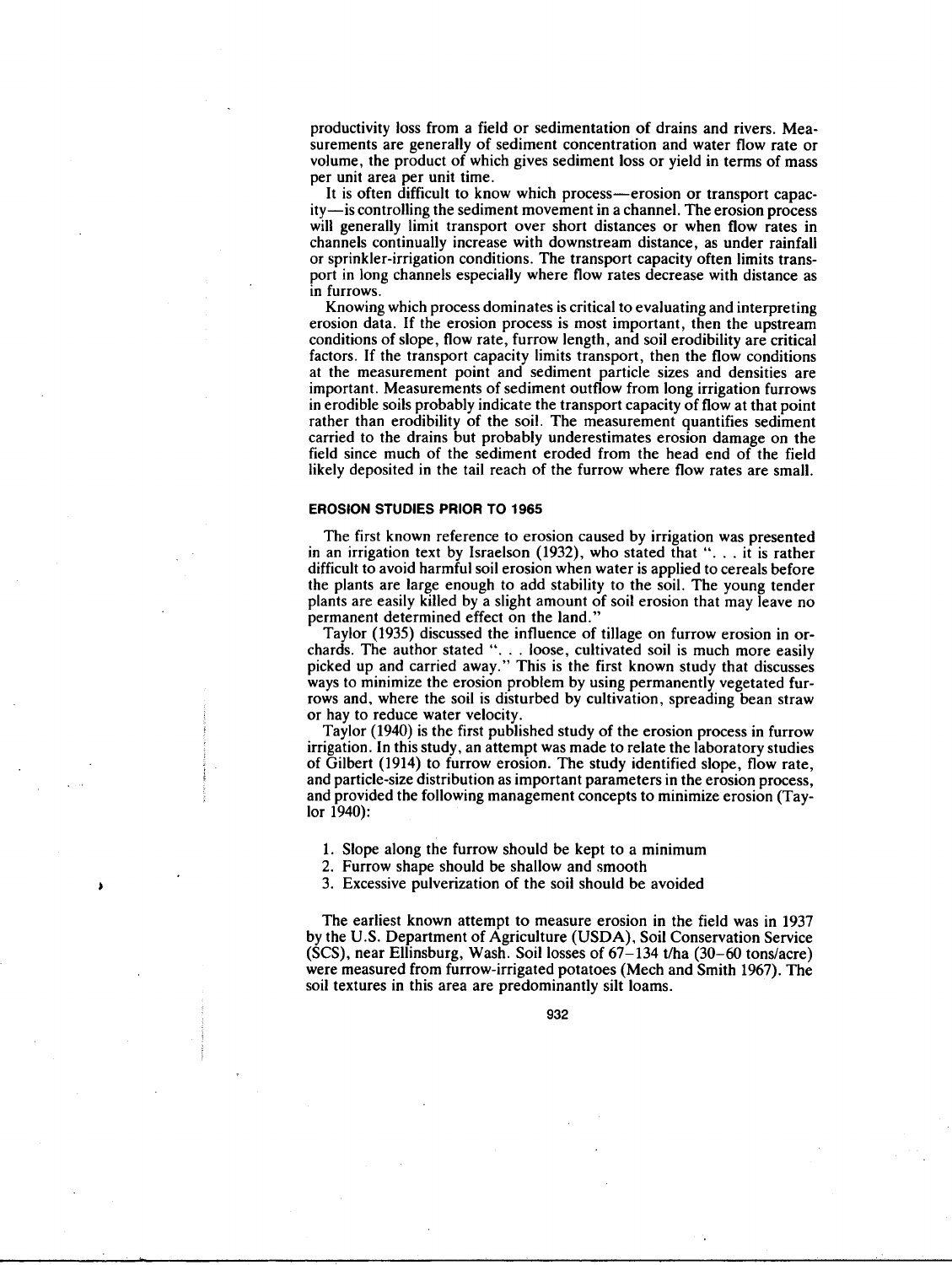productivity loss from a field or sedimentation of drains and rivers. Measurements are generally of sediment concentration and water flow rate or volume, the product of which gives sediment loss or yield in terms of mass per unit area per unit time.

It is often difficult to know which process—erosion or transport capacity—is controlling the sediment movement in a channel. The erosion process will generally limit transport over short distances or when flow rates in channels continually increase with downstream distance, as under rainfall or sprinkler-irrigation conditions. The transport capacity often limits transport in long channels especially where flow rates decrease with distance as in furrows.

Knowing which process dominates is critical to evaluating and interpreting erosion data. If the erosion process is most important, then the upstream conditions of slope, flow rate, furrow length, and soil erodibility are critical factors. If the transport capacity limits transport, then the flow conditions at the measurement point and sediment particle sizes and densities are important. Measurements of sediment outflow from long irrigation furrows in erodible soils probably indicate the transport capacity of flow at that point rather than erodibility of the soil. The measurement quantifies sediment carried to the drains but probably underestimates erosion damage on the field since much of the sediment eroded from the head end of the field likely deposited in the tail reach of the furrow where flow rates are small.

## EROSION STUDIES PRIOR TO 1965

The first known reference to erosion caused by irrigation was presented in an irrigation text by Israelson (1932), who stated that ". . . it is rather difficult to avoid harmful soil erosion when water is applied to cereals before the plants are large enough to add stability to the soil. The young tender plants are easily killed by a slight amount of soil erosion that may leave no permanent determined effect on the land."

Taylor (1935) discussed the influence of tillage on furrow erosion in orchards. The author stated ". . . loose, cultivated soil is much more easily picked up and carried away." This is the first known study that discusses ways to minimize the erosion problem by using permanently vegetated furrows and, where the soil is disturbed by cultivation, spreading bean straw or hay to reduce water velocity.

Taylor (1940) is the first published study of the erosion process in furrow irrigation. In this study, an attempt was made to relate the laboratory studies of Gilbert (1914) to furrow erosion. The study identified slope, flow rate, and particle-size distribution as important parameters in the erosion process, and provided the following management concepts to minimize erosion (Taylor 1940):

1. Slope along the furrow should be kept to a minimum
2. Furrow shape should be shallow and smooth
3. Excessive pulverization of the soil should be avoided

The earliest known attempt to measure erosion in the field was in 1937 by the U.S. Department of Agriculture (USDA), Soil Conservation Service (SCS), near Ellinsburg, Wash. Soil losses of 67–134 t/ha (30–60 tons/acre) were measured from furrow-irrigated potatoes (Mech and Smith 1967). The soil textures in this area are predominantly silt loams.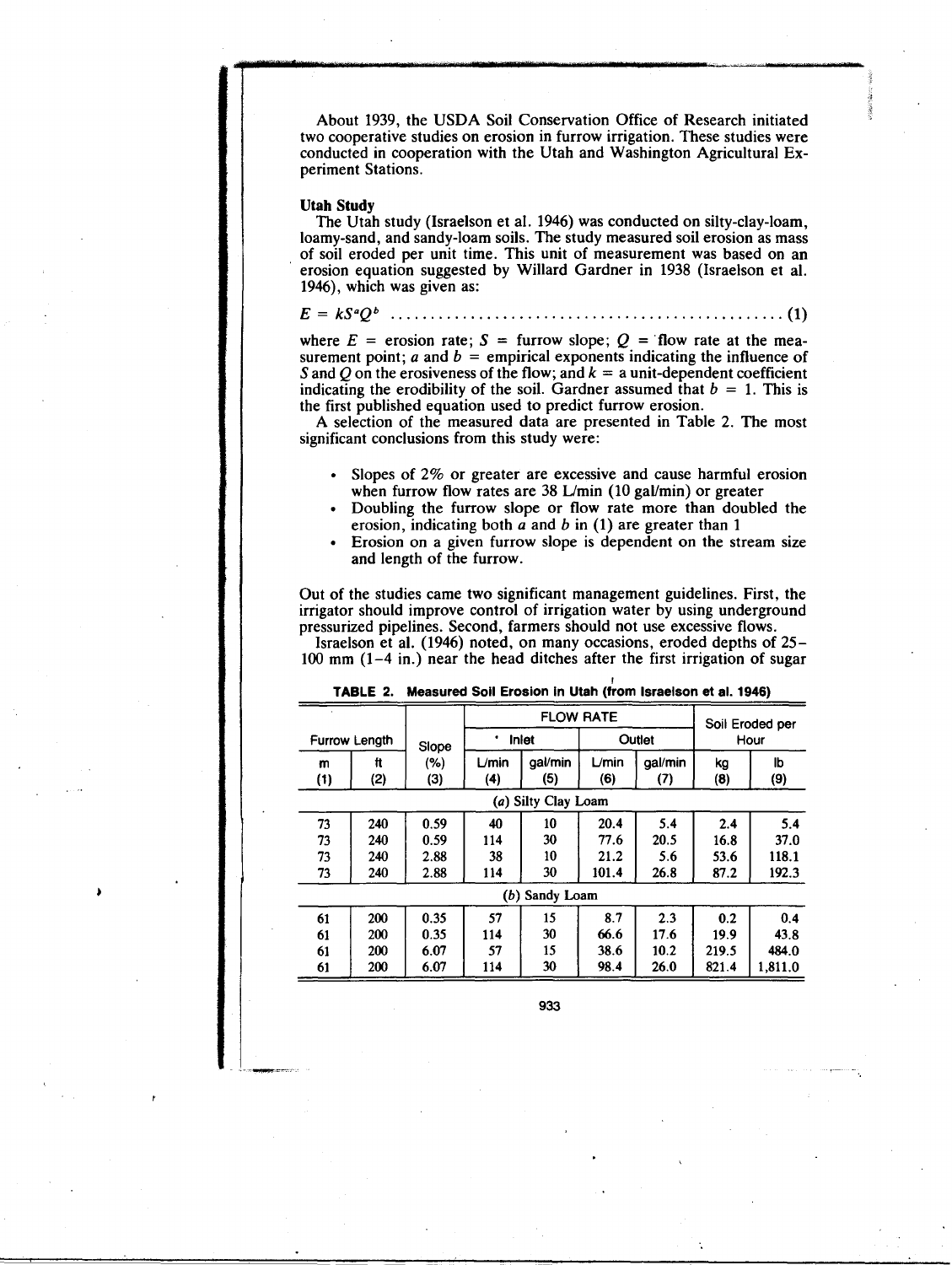About 1939, the USDA Soil Conservation Office of Research initiated two cooperative studies on erosion in furrow irrigation. These studies were conducted in cooperation with the Utah and Washington Agricultural Experiment Stations.

**Utah Study**

The Utah study (Israelson et al. 1946) was conducted on silty-clay-loam, loamy-sand, and sandy-loam soils. The study measured soil erosion as mass of soil eroded per unit time. This unit of measurement was based on an erosion equation suggested by Willard Gardner in 1938 (Israelson et al. 1946), which was given as:

$$E = kS^aQ^b \quad (1)$$

where $E$ = erosion rate; $S$ = furrow slope; $Q$ = flow rate at the measurement point; $a$ and $b$ = empirical exponents indicating the influence of $S$ and $Q$ on the erosiveness of the flow; and $k$ = a unit-dependent coefficient indicating the erodibility of the soil. Gardner assumed that $b = 1$. This is the first published equation used to predict furrow erosion.

A selection of the measured data are presented in Table 2. The most significant conclusions from this study were:

- Slopes of 2% or greater are excessive and cause harmful erosion when furrow flow rates are 38 L/min (10 gal/min) or greater
- Doubling the furrow slope or flow rate more than doubled the erosion, indicating both $a$ and $b$ in (1) are greater than 1
- Erosion on a given furrow slope is dependent on the stream size and length of the furrow.

Out of the studies came two significant management guidelines. First, the irrigator should improve control of irrigation water by using underground pressurized pipelines. Second, farmers should not use excessive flows.

Israelson et al. (1946) noted, on many occasions, eroded depths of 25–100 mm (1–4 in.) near the head ditches after the first irrigation of sugar

**TABLE 2. Measured Soil Erosion in Utah (from Israelson et al. 1946)**

| Furrow Length | | Slope | FLOW RATE | | | | Soil Eroded per Hour | |
|---|---|---|---|---|---|---|---|---|
| | | | Inlet | | Outlet | | | |
| m (1) | ft (2) | (%) (3) | L/min (4) | gal/min (5) | L/min (6) | gal/min (7) | kg (8) | lb (9) |
| *(a) Silty Clay Loam* | | | | | | | | |
| 73 | 240 | 0.59 | 40 | 10 | 20.4 | 5.4 | 2.4 | 5.4 |
| 73 | 240 | 0.59 | 114 | 30 | 77.6 | 20.5 | 16.8 | 37.0 |
| 73 | 240 | 2.88 | 38 | 10 | 21.2 | 5.6 | 53.6 | 118.1 |
| 73 | 240 | 2.88 | 114 | 30 | 101.4 | 26.8 | 87.2 | 192.3 |
| *(b) Sandy Loam* | | | | | | | | |
| 61 | 200 | 0.35 | 57 | 15 | 8.7 | 2.3 | 0.2 | 0.4 |
| 61 | 200 | 0.35 | 114 | 30 | 66.6 | 17.6 | 19.9 | 43.8 |
| 61 | 200 | 6.07 | 57 | 15 | 38.6 | 10.2 | 219.5 | 484.0 |
| 61 | 200 | 6.07 | 114 | 30 | 98.4 | 26.0 | 821.4 | 1,811.0 |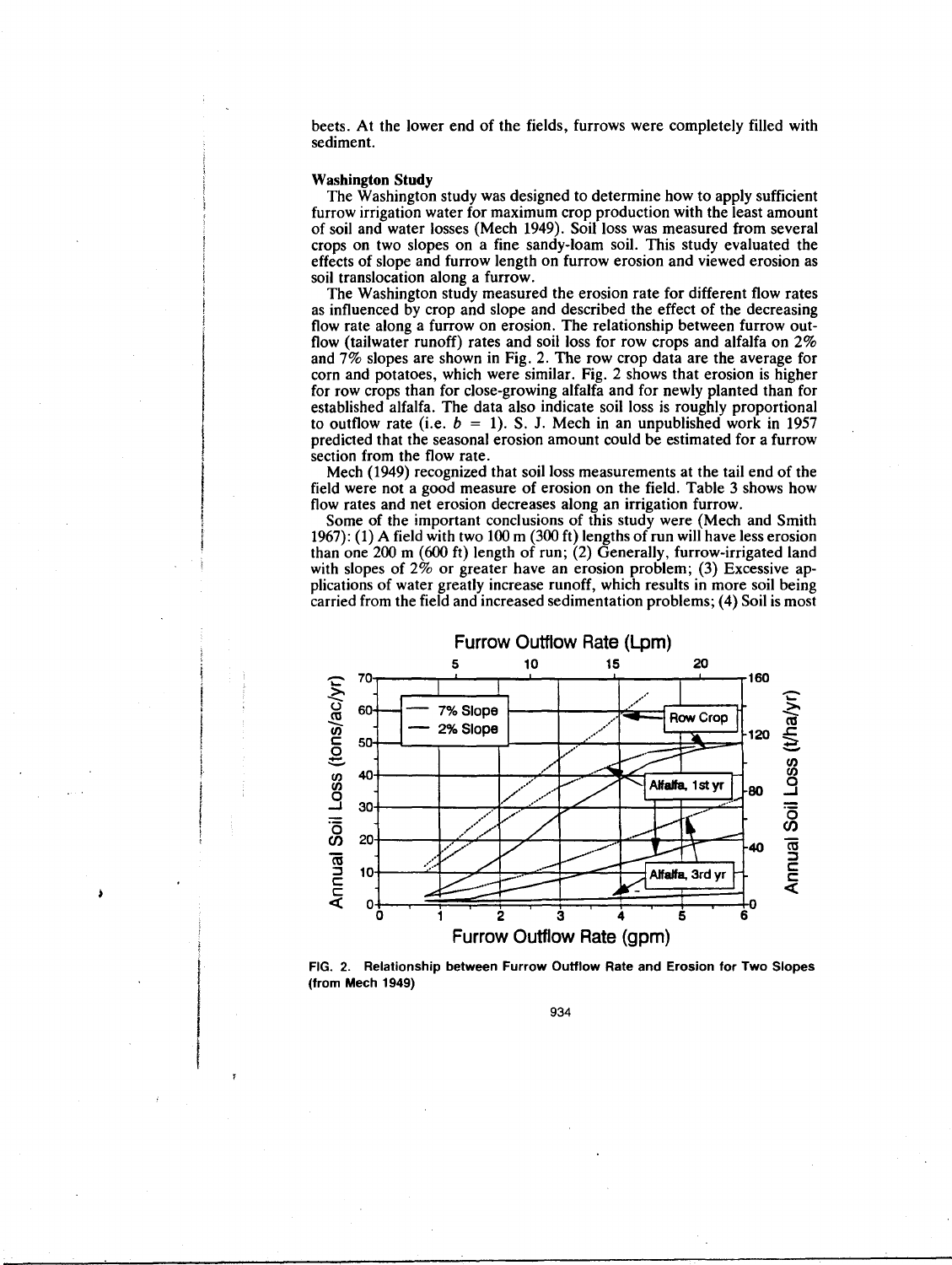beets. At the lower end of the fields, furrows were completely filled with sediment.

**Washington Study**

The Washington study was designed to determine how to apply sufficient furrow irrigation water for maximum crop production with the least amount of soil and water losses (Mech 1949). Soil loss was measured from several crops on two slopes on a fine sandy-loam soil. This study evaluated the effects of slope and furrow length on furrow erosion and viewed erosion as soil translocation along a furrow.

The Washington study measured the erosion rate for different flow rates as influenced by crop and slope and described the effect of the decreasing flow rate along a furrow on erosion. The relationship between furrow outflow (tailwater runoff) rates and soil loss for row crops and alfalfa on 2% and 7% slopes are shown in Fig. 2. The row crop data are the average for corn and potatoes, which were similar. Fig. 2 shows that erosion is higher for row crops than for close-growing alfalfa and for newly planted than for established alfalfa. The data also indicate soil loss is roughly proportional to outflow rate (i.e. $b = 1$). S. J. Mech in an unpublished work in 1957 predicted that the seasonal erosion amount could be estimated for a furrow section from the flow rate.

Mech (1949) recognized that soil loss measurements at the tail end of the field were not a good measure of erosion on the field. Table 3 shows how flow rates and net erosion decreases along an irrigation furrow.

Some of the important conclusions of this study were (Mech and Smith 1967): (1) A field with two 100 m (300 ft) lengths of run will have less erosion than one 200 m (600 ft) length of run; (2) Generally, furrow-irrigated land with slopes of 2% or greater have an erosion problem; (3) Excessive applications of water greatly increase runoff, which results in more soil being carried from the field and increased sedimentation problems; (4) Soil is most

FIG. 2. Relationship between Furrow Outflow Rate and Erosion for Two Slopes (from Mech 1949)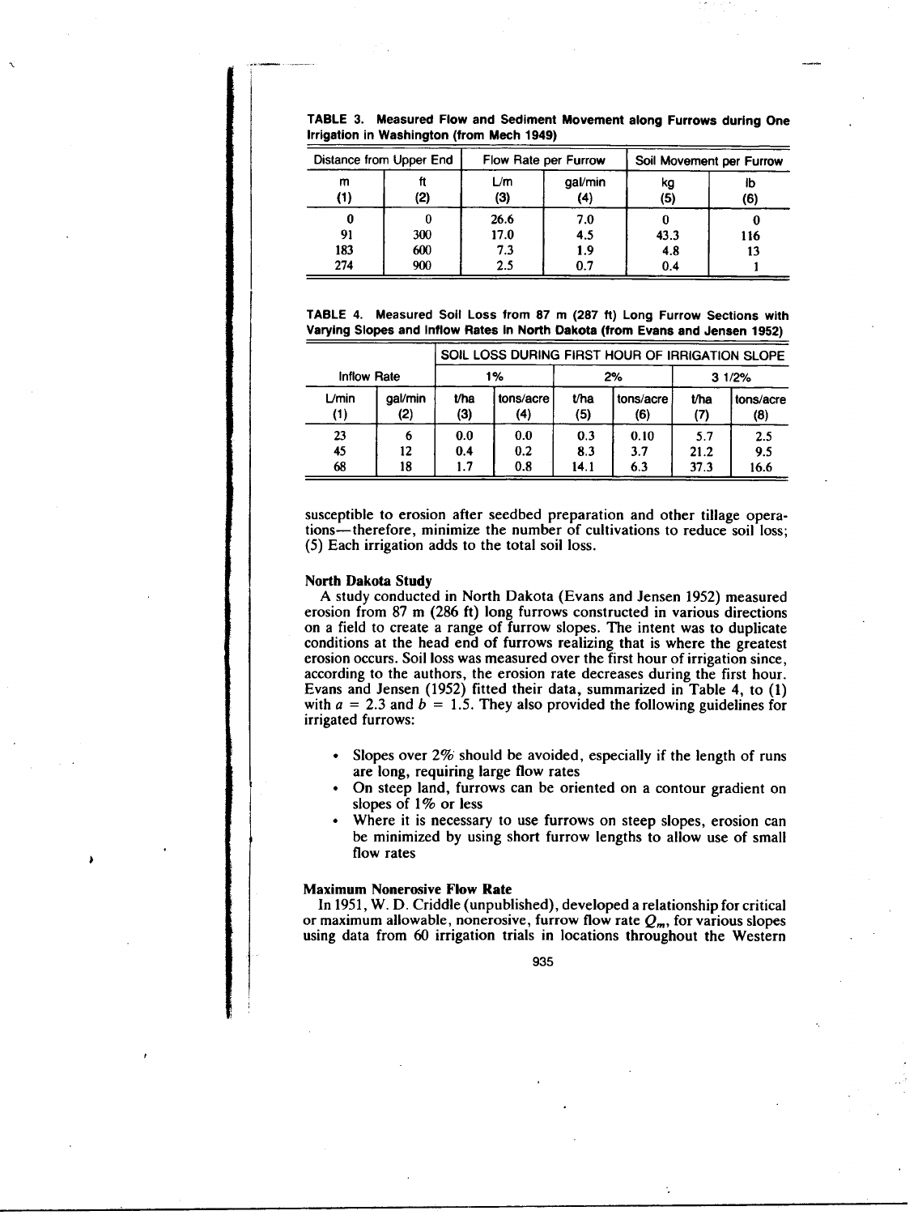**TABLE 3. Measured Flow and Sediment Movement along Furrows during One Irrigation in Washington (from Mech 1949)**

| Distance from Upper End | | Flow Rate per Furrow | | Soil Movement per Furrow | |
|---|---|---|---|---|---|
| m (1) | ft (2) | L/m (3) | gal/min (4) | kg (5) | lb (6) |
| 0 | 0 | 26.6 | 7.0 | 0 | 0 |
| 91 | 300 | 17.0 | 4.5 | 43.3 | 116 |
| 183 | 600 | 7.3 | 1.9 | 4.8 | 13 |
| 274 | 900 | 2.5 | 0.7 | 0.4 | 1 |

**TABLE 4. Measured Soil Loss from 87 m (287 ft) Long Furrow Sections with Varying Slopes and Inflow Rates in North Dakota (from Evans and Jensen 1952)**

| | | SOIL LOSS DURING FIRST HOUR OF IRRIGATION SLOPE | | | | | |
|---|---|---|---|---|---|---|---|
| Inflow Rate | | 1% | | 2% | | 3 1/2% | |
| L/min (1) | gal/min (2) | t/ha (3) | tons/acre (4) | t/ha (5) | tons/acre (6) | t/ha (7) | tons/acre (8) |
| 23 | 6 | 0.0 | 0.0 | 0.3 | 0.10 | 5.7 | 2.5 |
| 45 | 12 | 0.4 | 0.2 | 8.3 | 3.7 | 21.2 | 9.5 |
| 68 | 18 | 1.7 | 0.8 | 14.1 | 6.3 | 37.3 | 16.6 |

susceptible to erosion after seedbed preparation and other tillage operations—therefore, minimize the number of cultivations to reduce soil loss; (5) Each irrigation adds to the total soil loss.

**North Dakota Study**

A study conducted in North Dakota (Evans and Jensen 1952) measured erosion from 87 m (286 ft) long furrows constructed in various directions on a field to create a range of furrow slopes. The intent was to duplicate conditions at the head end of furrows realizing that is where the greatest erosion occurs. Soil loss was measured over the first hour of irrigation since, according to the authors, the erosion rate decreases during the first hour. Evans and Jensen (1952) fitted their data, summarized in Table 4, to (1) with $a = 2.3$ and $b = 1.5$. They also provided the following guidelines for irrigated furrows:

- Slopes over 2% should be avoided, especially if the length of runs are long, requiring large flow rates
- On steep land, furrows can be oriented on a contour gradient on slopes of 1% or less
- Where it is necessary to use furrows on steep slopes, erosion can be minimized by using short furrow lengths to allow use of small flow rates

**Maximum Nonerosive Flow Rate**

In 1951, W. D. Criddle (unpublished), developed a relationship for critical or maximum allowable, nonerosive, furrow flow rate $Q_m$, for various slopes using data from 60 irrigation trials in locations throughout the Western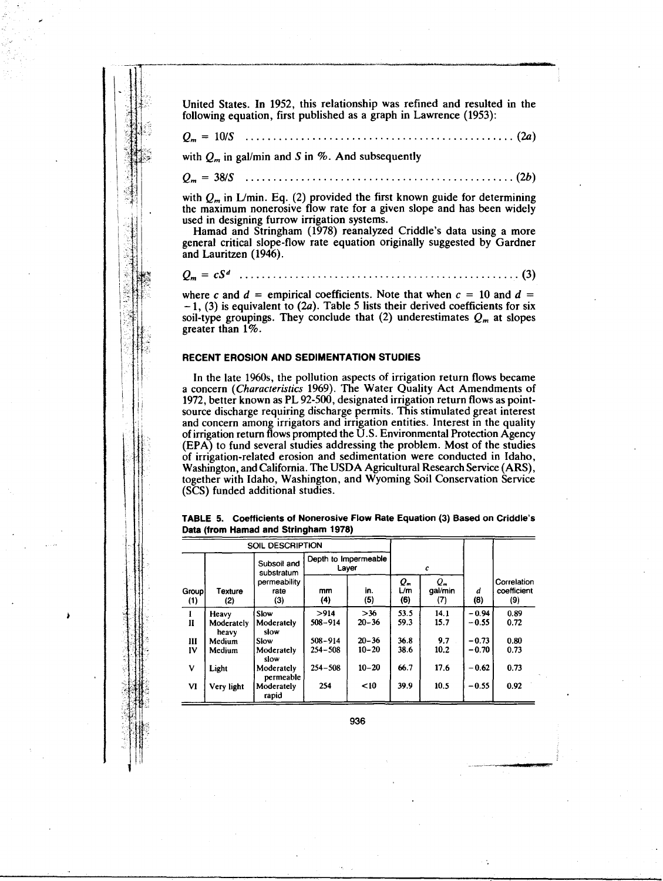United States. In 1952, this relationship was refined and resulted in the following equation, first published as a graph in Lawrence (1953):

$$Q_m = 10/S \quad \text{(2a)}$$

with $Q_m$ in gal/min and $S$ in %. And subsequently

$$Q_m = 38/S \quad \text{(2b)}$$

with $Q_m$ in L/min. Eq. (2) provided the first known guide for determining the maximum nonerosive flow rate for a given slope and has been widely used in designing furrow irrigation systems.

Hamad and Stringham (1978) reanalyzed Criddle's data using a more general critical slope-flow rate equation originally suggested by Gardner and Lauritzen (1946).

$$Q_m = cS^d \quad \text{(3)}$$

where $c$ and $d$ = empirical coefficients. Note that when $c$ = 10 and $d$ = $-1$, (3) is equivalent to (2a). Table 5 lists their derived coefficients for six soil-type groupings. They conclude that (2) underestimates $Q_m$ at slopes greater than 1%.

## RECENT EROSION AND SEDIMENTATION STUDIES

In the late 1960s, the pollution aspects of irrigation return flows became a concern (*Characteristics* 1969). The Water Quality Act Amendments of 1972, better known as PL 92-500, designated irrigation return flows as point-source discharge requiring discharge permits. This stimulated great interest and concern among irrigators and irrigation entities. Interest in the quality of irrigation return flows prompted the U.S. Environmental Protection Agency (EPA) to fund several studies addressing the problem. Most of the studies of irrigation-related erosion and sedimentation were conducted in Idaho, Washington, and California. The USDA Agricultural Research Service (ARS), together with Idaho, Washington, and Wyoming Soil Conservation Service (SCS) funded additional studies.

**TABLE 5. Coefficients of Nonerosive Flow Rate Equation (3) Based on Criddle's Data (from Hamad and Stringham 1978)**

| SOIL DESCRIPTION | | | | | $c$ | | | |
|---|---|---|---|---|---|---|---|---|
| | | Subsoil and substratum permeability rate | Depth to Impermeable Layer | | | | | |
| Group (1) | Texture (2) | (3) | mm (4) | in. (5) | $Q_m$ L/m (6) | $Q_m$ gal/min (7) | $d$ (8) | Correlation coefficient (9) |
| I | Heavy | Slow | >914 | >36 | 53.5 | 14.1 | −0.94 | 0.89 |
| II | Moderately heavy | Moderately slow | 508–914 | 20–36 | 59.3 | 15.7 | −0.55 | 0.72 |
| III | Medium | Slow | 508–914 | 20–36 | 36.8 | 9.7 | −0.73 | 0.80 |
| IV | Medium | Moderately slow | 254–508 | 10–20 | 38.6 | 10.2 | −0.70 | 0.73 |
| V | Light | Moderately permeable | 254–508 | 10–20 | 66.7 | 17.6 | −0.62 | 0.73 |
| VI | Very light | Moderately rapid | 254 | <10 | 39.9 | 10.5 | −0.55 | 0.92 |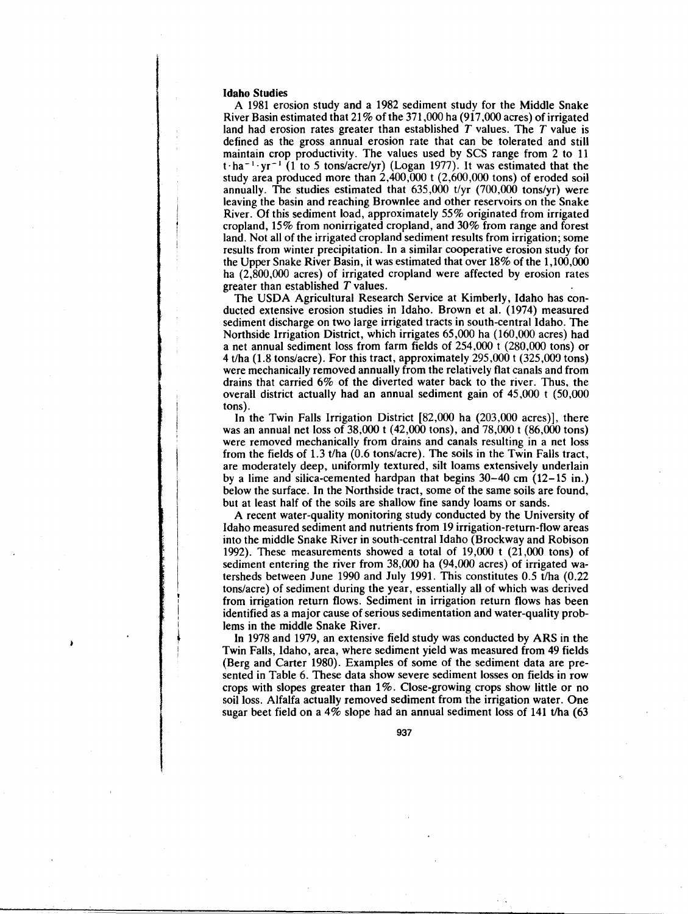### Idaho Studies

A 1981 erosion study and a 1982 sediment study for the Middle Snake River Basin estimated that 21% of the 371,000 ha (917,000 acres) of irrigated land had erosion rates greater than established $T$ values. The $T$ value is defined as the gross annual erosion rate that can be tolerated and still maintain crop productivity. The values used by SCS range from 2 to 11 $t \cdot ha^{-1} \cdot yr^{-1}$ (1 to 5 tons/acre/yr) (Logan 1977). It was estimated that the study area produced more than 2,400,000 t (2,600,000 tons) of eroded soil annually. The studies estimated that 635,000 t/yr (700,000 tons/yr) were leaving the basin and reaching Brownlee and other reservoirs on the Snake River. Of this sediment load, approximately 55% originated from irrigated cropland, 15% from nonirrigated cropland, and 30% from range and forest land. Not all of the irrigated cropland sediment results from irrigation; some results from winter precipitation. In a similar cooperative erosion study for the Upper Snake River Basin, it was estimated that over 18% of the 1,100,000 ha (2,800,000 acres) of irrigated cropland were affected by erosion rates greater than established $T$ values.

The USDA Agricultural Research Service at Kimberly, Idaho has conducted extensive erosion studies in Idaho. Brown et al. (1974) measured sediment discharge on two large irrigated tracts in south-central Idaho. The Northside Irrigation District, which irrigates 65,000 ha (160,000 acres) had a net annual sediment loss from farm fields of 254,000 t (280,000 tons) or 4 t/ha (1.8 tons/acre). For this tract, approximately 295,000 t (325,000 tons) were mechanically removed annually from the relatively flat canals and from drains that carried 6% of the diverted water back to the river. Thus, the overall district actually had an annual sediment gain of 45,000 t (50,000 tons).

In the Twin Falls Irrigation District [82,000 ha (203,000 acres)], there was an annual net loss of 38,000 t (42,000 tons), and 78,000 t (86,000 tons) were removed mechanically from drains and canals resulting in a net loss from the fields of 1.3 t/ha (0.6 tons/acre). The soils in the Twin Falls tract, are moderately deep, uniformly textured, silt loams extensively underlain by a lime and silica-cemented hardpan that begins 30–40 cm (12–15 in.) below the surface. In the Northside tract, some of the same soils are found, but at least half of the soils are shallow fine sandy loams or sands.

A recent water-quality monitoring study conducted by the University of Idaho measured sediment and nutrients from 19 irrigation-return-flow areas into the middle Snake River in south-central Idaho (Brockway and Robison 1992). These measurements showed a total of 19,000 t (21,000 tons) of sediment entering the river from 38,000 ha (94,000 acres) of irrigated watersheds between June 1990 and July 1991. This constitutes 0.5 t/ha (0.22 tons/acre) of sediment during the year, essentially all of which was derived from irrigation return flows. Sediment in irrigation return flows has been identified as a major cause of serious sedimentation and water-quality problems in the middle Snake River.

In 1978 and 1979, an extensive field study was conducted by ARS in the Twin Falls, Idaho, area, where sediment yield was measured from 49 fields (Berg and Carter 1980). Examples of some of the sediment data are presented in Table 6. These data show severe sediment losses on fields in row crops with slopes greater than 1%. Close-growing crops show little or no soil loss. Alfalfa actually removed sediment from the irrigation water. One sugar beet field on a 4% slope had an annual sediment loss of 141 t/ha (63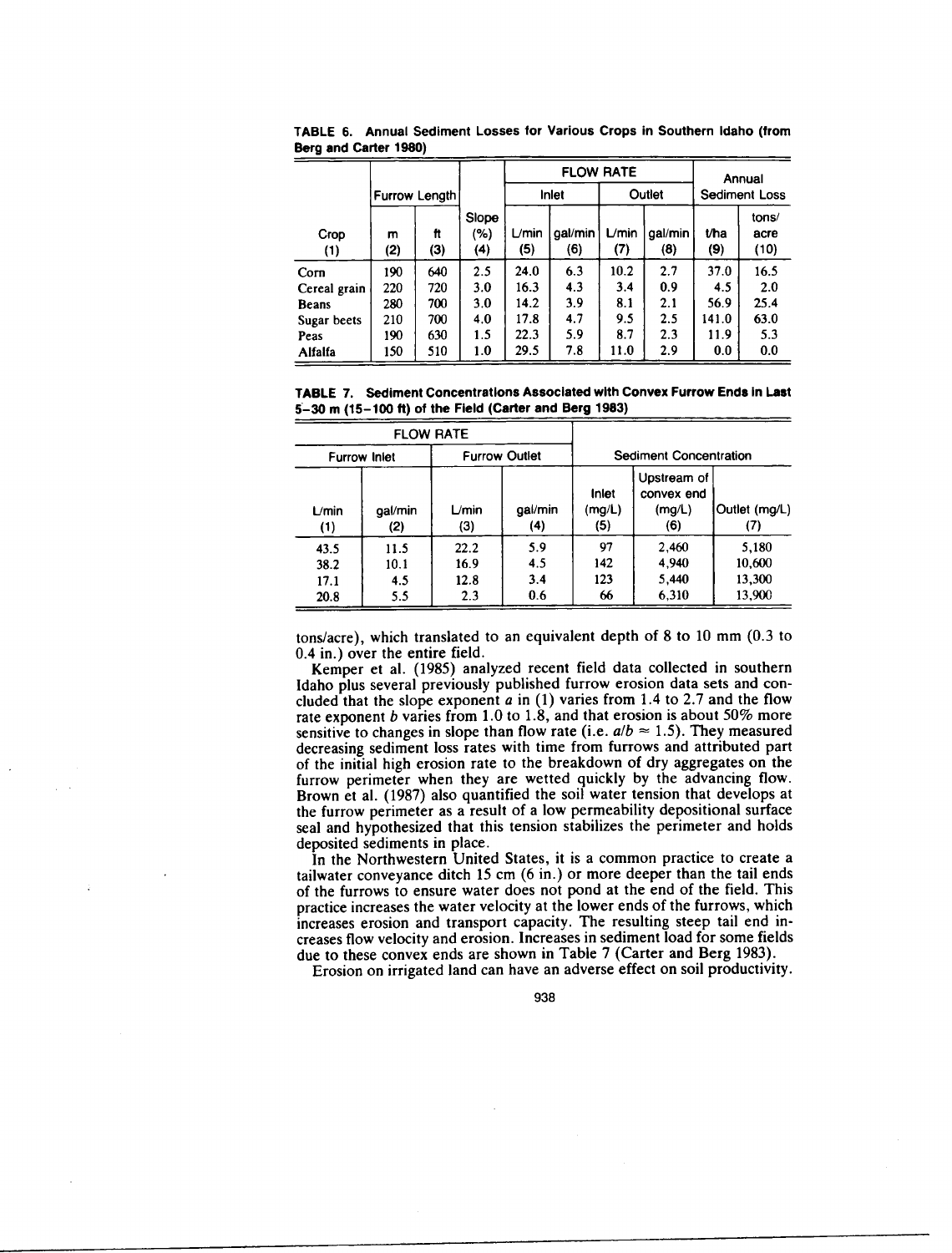**TABLE 6. Annual Sediment Losses for Various Crops in Southern Idaho (from Berg and Carter 1980)**

| Crop | Furrow Length | | Slope | FLOW RATE | | | | Annual Sediment Loss | |
|---|---|---|---|---|---|---|---|---|---|
| | | | | Inlet | | Outlet | | | |
| | m | ft | (%) | L/min | gal/min | L/min | gal/min | t/ha | tons/acre |
| (1) | (2) | (3) | (4) | (5) | (6) | (7) | (8) | (9) | (10) |
| Corn | 190 | 640 | 2.5 | 24.0 | 6.3 | 10.2 | 2.7 | 37.0 | 16.5 |
| Cereal grain | 220 | 720 | 3.0 | 16.3 | 4.3 | 3.4 | 0.9 | 4.5 | 2.0 |
| Beans | 280 | 700 | 3.0 | 14.2 | 3.9 | 8.1 | 2.1 | 56.9 | 25.4 |
| Sugar beets | 210 | 700 | 4.0 | 17.8 | 4.7 | 9.5 | 2.5 | 141.0 | 63.0 |
| Peas | 190 | 630 | 1.5 | 22.3 | 5.9 | 8.7 | 2.3 | 11.9 | 5.3 |
| Alfalfa | 150 | 510 | 1.0 | 29.5 | 7.8 | 11.0 | 2.9 | 0.0 | 0.0 |

**TABLE 7. Sediment Concentrations Associated with Convex Furrow Ends in Last 5–30 m (15–100 ft) of the Field (Carter and Berg 1983)**

| FLOW RATE | | | | Sediment Concentration | | |
|---|---|---|---|---|---|---|
| Furrow Inlet | | Furrow Outlet | | | | |
| L/min | gal/min | L/min | gal/min | Inlet (mg/L) | Upstream of convex end (mg/L) | Outlet (mg/L) |
| (1) | (2) | (3) | (4) | (5) | (6) | (7) |
| 43.5 | 11.5 | 22.2 | 5.9 | 97 | 2,460 | 5,180 |
| 38.2 | 10.1 | 16.9 | 4.5 | 142 | 4,940 | 10,600 |
| 17.1 | 4.5 | 12.8 | 3.4 | 123 | 5,440 | 13,300 |
| 20.8 | 5.5 | 2.3 | 0.6 | 66 | 6,310 | 13,900 |

tons/acre), which translated to an equivalent depth of 8 to 10 mm (0.3 to 0.4 in.) over the entire field.

Kemper et al. (1985) analyzed recent field data collected in southern Idaho plus several previously published furrow erosion data sets and concluded that the slope exponent $a$ in (1) varies from 1.4 to 2.7 and the flow rate exponent $b$ varies from 1.0 to 1.8, and that erosion is about 50% more sensitive to changes in slope than flow rate (i.e. $a/b \approx 1.5$). They measured decreasing sediment loss rates with time from furrows and attributed part of the initial high erosion rate to the breakdown of dry aggregates on the furrow perimeter when they are wetted quickly by the advancing flow. Brown et al. (1987) also quantified the soil water tension that develops at the furrow perimeter as a result of a low permeability depositional surface seal and hypothesized that this tension stabilizes the perimeter and holds deposited sediments in place.

In the Northwestern United States, it is a common practice to create a tailwater conveyance ditch 15 cm (6 in.) or more deeper than the tail ends of the furrows to ensure water does not pond at the end of the field. This practice increases the water velocity at the lower ends of the furrows, which increases erosion and transport capacity. The resulting steep tail end increases flow velocity and erosion. Increases in sediment load for some fields due to these convex ends are shown in Table 7 (Carter and Berg 1983).

Erosion on irrigated land can have an adverse effect on soil productivity.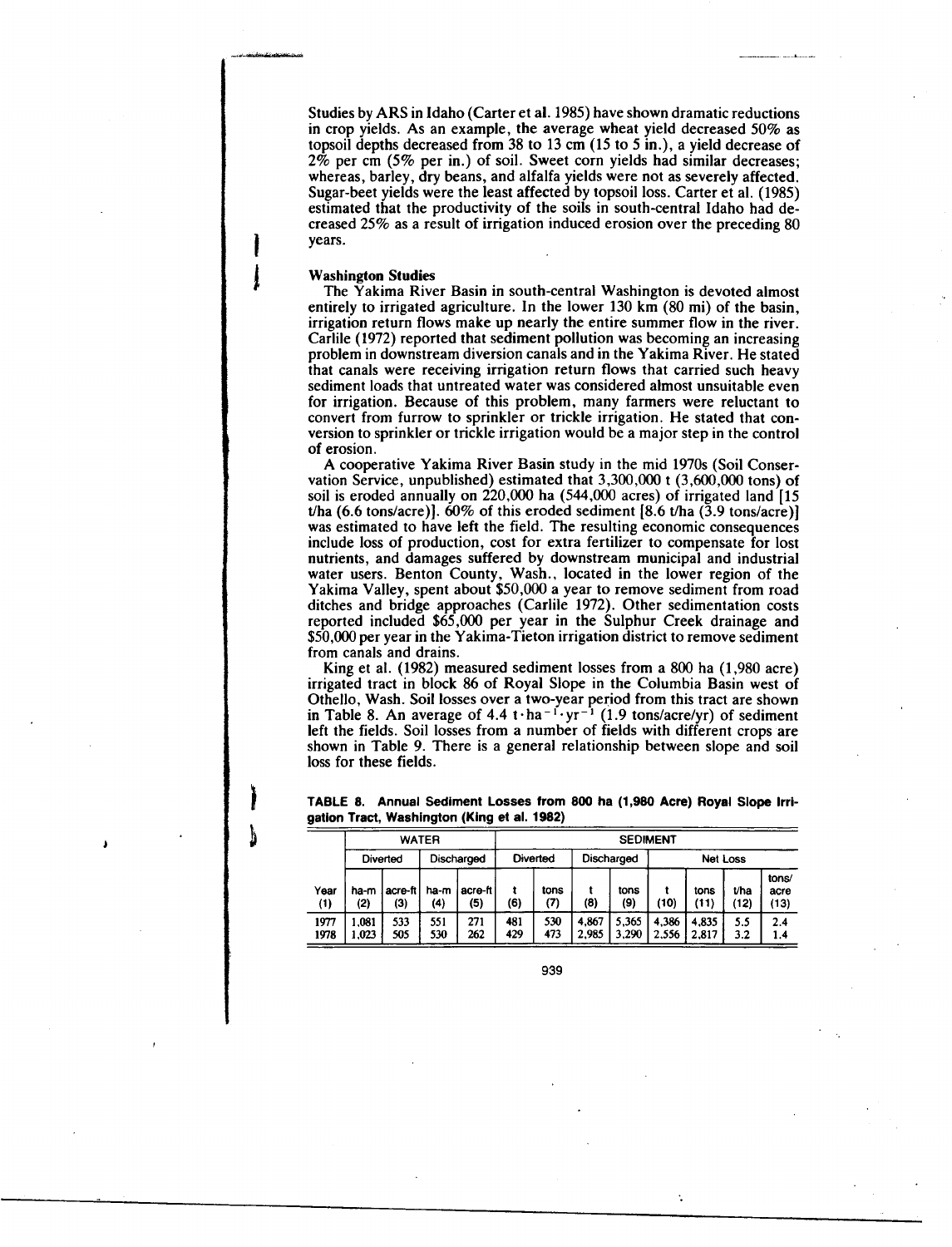Studies by ARS in Idaho (Carter et al. 1985) have shown dramatic reductions in crop yields. As an example, the average wheat yield decreased 50% as topsoil depths decreased from 38 to 13 cm (15 to 5 in.), a yield decrease of 2% per cm (5% per in.) of soil. Sweet corn yields had similar decreases; whereas, barley, dry beans, and alfalfa yields were not as severely affected. Sugar-beet yields were the least affected by topsoil loss. Carter et al. (1985) estimated that the productivity of the soils in south-central Idaho had decreased 25% as a result of irrigation induced erosion over the preceding 80 years.

**Washington Studies**

The Yakima River Basin in south-central Washington is devoted almost entirely to irrigated agriculture. In the lower 130 km (80 mi) of the basin, irrigation return flows make up nearly the entire summer flow in the river. Carlile (1972) reported that sediment pollution was becoming an increasing problem in downstream diversion canals and in the Yakima River. He stated that canals were receiving irrigation return flows that carried such heavy sediment loads that untreated water was considered almost unsuitable even for irrigation. Because of this problem, many farmers were reluctant to convert from furrow to sprinkler or trickle irrigation. He stated that conversion to sprinkler or trickle irrigation would be a major step in the control of erosion.

A cooperative Yakima River Basin study in the mid 1970s (Soil Conservation Service, unpublished) estimated that 3,300,000 t (3,600,000 tons) of soil is eroded annually on 220,000 ha (544,000 acres) of irrigated land [15 t/ha (6.6 tons/acre)]. 60% of this eroded sediment [8.6 t/ha (3.9 tons/acre)] was estimated to have left the field. The resulting economic consequences include loss of production, cost for extra fertilizer to compensate for lost nutrients, and damages suffered by downstream municipal and industrial water users. Benton County, Wash., located in the lower region of the Yakima Valley, spent about $50,000 a year to remove sediment from road ditches and bridge approaches (Carlile 1972). Other sedimentation costs reported included $65,000 per year in the Sulphur Creek drainage and $50,000 per year in the Yakima-Tieton irrigation district to remove sediment from canals and drains.

King et al. (1982) measured sediment losses from a 800 ha (1,980 acre) irrigated tract in block 86 of Royal Slope in the Columbia Basin west of Othello, Wash. Soil losses over a two-year period from this tract are shown in Table 8. An average of 4.4 $t \cdot ha^{-1} \cdot yr^{-1}$ (1.9 tons/acre/yr) of sediment left the fields. Soil losses from a number of fields with different crops are shown in Table 9. There is a general relationship between slope and soil loss for these fields.

**TABLE 8. Annual Sediment Losses from 800 ha (1,980 Acre) Royal Slope Irrigation Tract, Washington (King et al. 1982)**

| | WATER | | | | SEDIMENT | | | | | | | |
|---|---|---|---|---|---|---|---|---|---|---|---|---|
| | Diverted | | Discharged | | Diverted | | Discharged | | Net Loss | | | |
| Year (1) | ha-m (2) | acre-ft (3) | ha-m (4) | acre-ft (5) | t (6) | tons (7) | t (8) | tons (9) | t (10) | tons (11) | t/ha (12) | tons/acre (13) |
| 1977 | 1,081 | 533 | 551 | 271 | 481 | 530 | 4,867 | 5,365 | 4,386 | 4,835 | 5.5 | 2.4 |
| 1978 | 1,023 | 505 | 530 | 262 | 429 | 473 | 2,985 | 3,290 | 2,556 | 2,817 | 3.2 | 1.4 |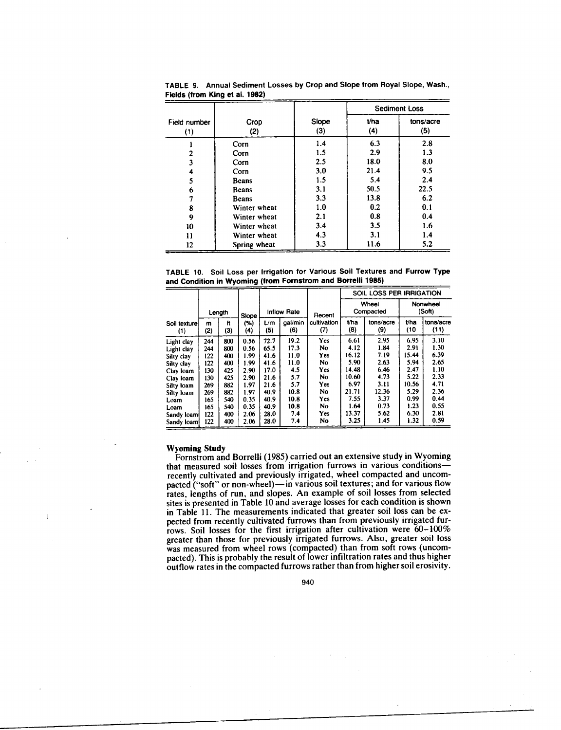TABLE 9. Annual Sediment Losses by Crop and Slope from Royal Slope, Wash., Fields (from King et al. 1982)

| Field number (1) | Crop (2) | Slope (3) | Sediment Loss t/ha (4) | Sediment Loss tons/acre (5) |
|---|---|---|---|---|
| 1 | Corn | 1.4 | 6.3 | 2.8 |
| 2 | Corn | 1.5 | 2.9 | 1.3 |
| 3 | Corn | 2.5 | 18.0 | 8.0 |
| 4 | Corn | 3.0 | 21.4 | 9.5 |
| 5 | Beans | 1.5 | 5.4 | 2.4 |
| 6 | Beans | 3.1 | 50.5 | 22.5 |
| 7 | Beans | 3.3 | 13.8 | 6.2 |
| 8 | Winter wheat | 1.0 | 0.2 | 0.1 |
| 9 | Winter wheat | 2.1 | 0.8 | 0.4 |
| 10 | Winter wheat | 3.4 | 3.5 | 1.6 |
| 11 | Winter wheat | 4.3 | 3.1 | 1.4 |
| 12 | Spring wheat | 3.3 | 11.6 | 5.2 |

TABLE 10. Soil Loss per Irrigation for Various Soil Textures and Furrow Type and Condition in Wyoming (from Fornstrom and Borrelli 1985)

| | Length | | Slope | Inflow Rate | | Recent | SOIL LOSS PER IRRIGATION | | | |
|---|---|---|---|---|---|---|---|---|---|---|
| | | | | | | | Wheel Compacted | | Nonwheel (Soft) | |
| Soil texture (1) | m (2) | ft (3) | (%) (4) | L/m (5) | gal/min (6) | cultivation (7) | t/ha (8) | tons/acre (9) | t/ha (10) | tons/acre (11) |
| Light clay | 244 | 800 | 0.56 | 72.7 | 19.2 | Yes | 6.61 | 2.95 | 6.95 | 3.10 |
| Light clay | 244 | 800 | 0.56 | 65.5 | 17.3 | No | 4.12 | 1.84 | 2.91 | 1.30 |
| Silty clay | 122 | 400 | 1.99 | 41.6 | 11.0 | Yes | 16.12 | 7.19 | 15.44 | 6.39 |
| Silty clay | 122 | 400 | 1.99 | 41.6 | 11.0 | No | 5.90 | 2.63 | 5.94 | 2.65 |
| Clay loam | 130 | 425 | 2.90 | 17.0 | 4.5 | Yes | 14.48 | 6.46 | 2.47 | 1.10 |
| Clay loam | 130 | 425 | 2.90 | 21.6 | 5.7 | No | 10.60 | 4.73 | 5.22 | 2.33 |
| Silty loam | 269 | 882 | 1.97 | 21.6 | 5.7 | Yes | 6.97 | 3.11 | 10.56 | 4.71 |
| Silty loam | 269 | 882 | 1.97 | 40.9 | 10.8 | No | 21.71 | 12.36 | 5.29 | 2.36 |
| Loam | 165 | 540 | 0.35 | 40.9 | 10.8 | Yes | 7.55 | 3.37 | 0.99 | 0.44 |
| Loam | 165 | 540 | 0.35 | 40.9 | 10.8 | No | 1.64 | 0.73 | 1.23 | 0.55 |
| Sandy loam | 122 | 400 | 2.06 | 28.0 | 7.4 | Yes | 13.37 | 5.62 | 6.30 | 2.81 |
| Sandy loam | 122 | 400 | 2.06 | 28.0 | 7.4 | No | 3.25 | 1.45 | 1.32 | 0.59 |

### Wyoming Study

Fornstrom and Borrelli (1985) carried out an extensive study in Wyoming that measured soil losses from irrigation furrows in various conditions—recently cultivated and previously irrigated, wheel compacted and uncompacted ("soft" or non-wheel)—in various soil textures; and for various flow rates, lengths of run, and slopes. An example of soil losses from selected sites is presented in Table 10 and average losses for each condition is shown in Table 11. The measurements indicated that greater soil loss can be expected from recently cultivated furrows than from previously irrigated furrows. Soil losses for the first irrigation after cultivation were 60–100% greater than those for previously irrigated furrows. Also, greater soil loss was measured from wheel rows (compacted) than from soft rows (uncompacted). This is probably the result of lower infiltration rates and thus higher outflow rates in the compacted furrows rather than from higher soil erosivity.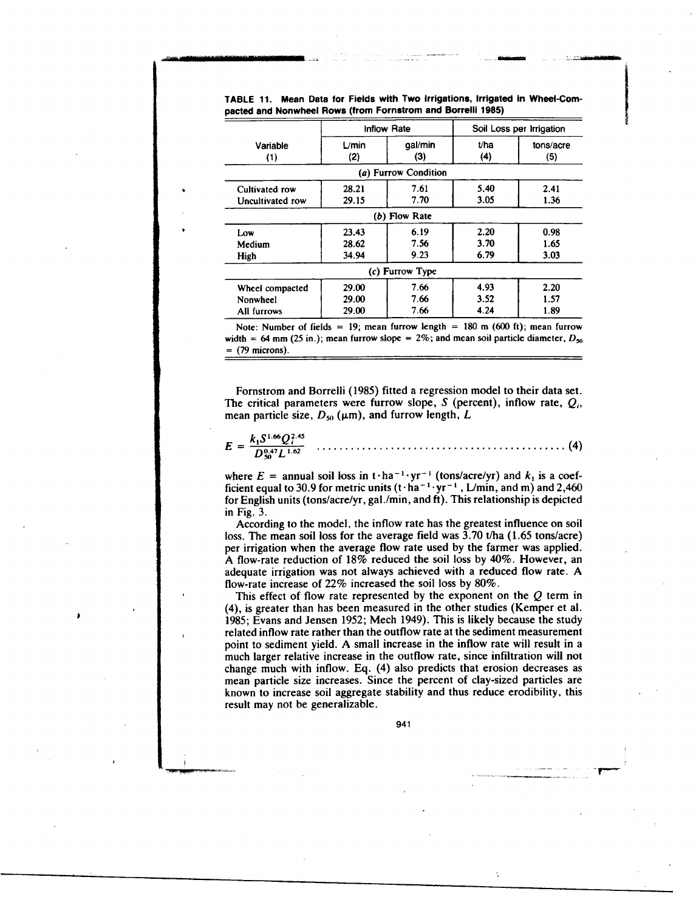**TABLE 11. Mean Data for Fields with Two Irrigations, Irrigated in Wheel-Compacted and Nonwheel Rows (from Fornstrom and Borrelli 1985)**

| Variable (1) | Inflow Rate L/min (2) | Inflow Rate gal/min (3) | Soil Loss per Irrigation t/ha (4) | Soil Loss per Irrigation tons/acre (5) |
|---|---|---|---|---|
| *(a) Furrow Condition* | | | | |
| Cultivated row | 28.21 | 7.61 | 5.40 | 2.41 |
| Uncultivated row | 29.15 | 7.70 | 3.05 | 1.36 |
| *(b) Flow Rate* | | | | |
| Low | 23.43 | 6.19 | 2.20 | 0.98 |
| Medium | 28.62 | 7.56 | 3.70 | 1.65 |
| High | 34.94 | 9.23 | 6.79 | 3.03 |
| *(c) Furrow Type* | | | | |
| Wheel compacted | 29.00 | 7.66 | 4.93 | 2.20 |
| Nonwheel | 29.00 | 7.66 | 3.52 | 1.57 |
| All furrows | 29.00 | 7.66 | 4.24 | 1.89 |

Note: Number of fields = 19; mean furrow length = 180 m (600 ft); mean furrow width = 64 mm (25 in.); mean furrow slope = 2%; and mean soil particle diameter, $D_{50}$ = (79 microns).

Fornstrom and Borrelli (1985) fitted a regression model to their data set. The critical parameters were furrow slope, $S$ (percent), inflow rate, $Q_i$, mean particle size, $D_{50}$ (μm), and furrow length, $L$

$$E = \frac{k_1 S^{1.66} Q_i^{2.45}}{D_{50}^{0.47} L^{1.62}} \quad \text{(4)}$$

where $E$ = annual soil loss in $t \cdot ha^{-1} \cdot yr^{-1}$ (tons/acre/yr) and $k_1$ is a coefficient equal to 30.9 for metric units ($t \cdot ha^{-1} \cdot yr^{-1}$, L/min, and m) and 2,460 for English units (tons/acre/yr, gal./min, and ft). This relationship is depicted in Fig. 3.

According to the model, the inflow rate has the greatest influence on soil loss. The mean soil loss for the average field was 3.70 t/ha (1.65 tons/acre) per irrigation when the average flow rate used by the farmer was applied. A flow-rate reduction of 18% reduced the soil loss by 40%. However, an adequate irrigation was not always achieved with a reduced flow rate. A flow-rate increase of 22% increased the soil loss by 80%.

This effect of flow rate represented by the exponent on the $Q$ term in (4), is greater than has been measured in the other studies (Kemper et al. 1985; Evans and Jensen 1952; Mech 1949). This is likely because the study related inflow rate rather than the outflow rate at the sediment measurement point to sediment yield. A small increase in the inflow rate will result in a much larger relative increase in the outflow rate, since infiltration will not change much with inflow. Eq. (4) also predicts that erosion decreases as mean particle size increases. Since the percent of clay-sized particles are known to increase soil aggregate stability and thus reduce erodibility, this result may not be generalizable.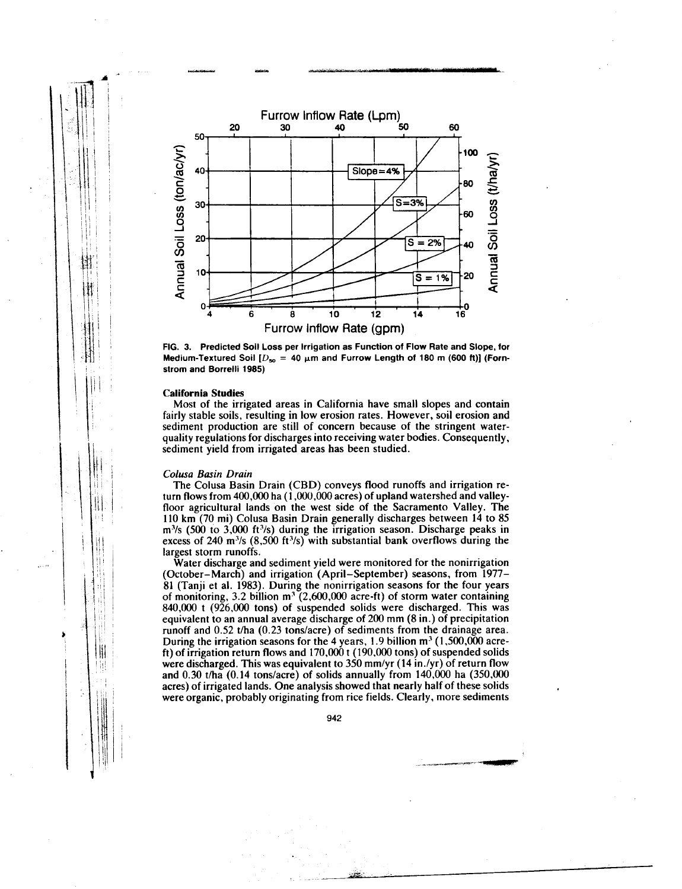FIG. 3. Predicted Soil Loss per Irrigation as Function of Flow Rate and Slope, for Medium-Textured Soil [$D_{50}$ = 40 μm and Furrow Length of 180 m (600 ft)] (Fornstrom and Borrelli 1985)

### California Studies

Most of the irrigated areas in California have small slopes and contain fairly stable soils, resulting in low erosion rates. However, soil erosion and sediment production are still of concern because of the stringent water-quality regulations for discharges into receiving water bodies. Consequently, sediment yield from irrigated areas has been studied.

#### *Colusa Basin Drain*

The Colusa Basin Drain (CBD) conveys flood runoffs and irrigation return flows from 400,000 ha (1,000,000 acres) of upland watershed and valley-floor agricultural lands on the west side of the Sacramento Valley. The 110 km (70 mi) Colusa Basin Drain generally discharges between 14 to 85 $m^3/s$ (500 to 3,000 $ft^3/s$) during the irrigation season. Discharge peaks in excess of 240 $m^3/s$ (8,500 $ft^3/s$) with substantial bank overflows during the largest storm runoffs.

Water discharge and sediment yield were monitored for the nonirrigation (October–March) and irrigation (April–September) seasons, from 1977–81 (Tanji et al. 1983). During the nonirrigation seasons for the four years of monitoring, 3.2 billion $m^3$ (2,600,000 acre-ft) of storm water containing 840,000 t (926,000 tons) of suspended solids were discharged. This was equivalent to an annual average discharge of 200 mm (8 in.) of precipitation runoff and 0.52 t/ha (0.23 tons/acre) of sediments from the drainage area. During the irrigation seasons for the 4 years, 1.9 billion $m^3$ (1,500,000 acre-ft) of irrigation return flows and 170,000 t (190,000 tons) of suspended solids were discharged. This was equivalent to 350 mm/yr (14 in./yr) of return flow and 0.30 t/ha (0.14 tons/acre) of solids annually from 140,000 ha (350,000 acres) of irrigated lands. One analysis showed that nearly half of these solids were organic, probably originating from rice fields. Clearly, more sediments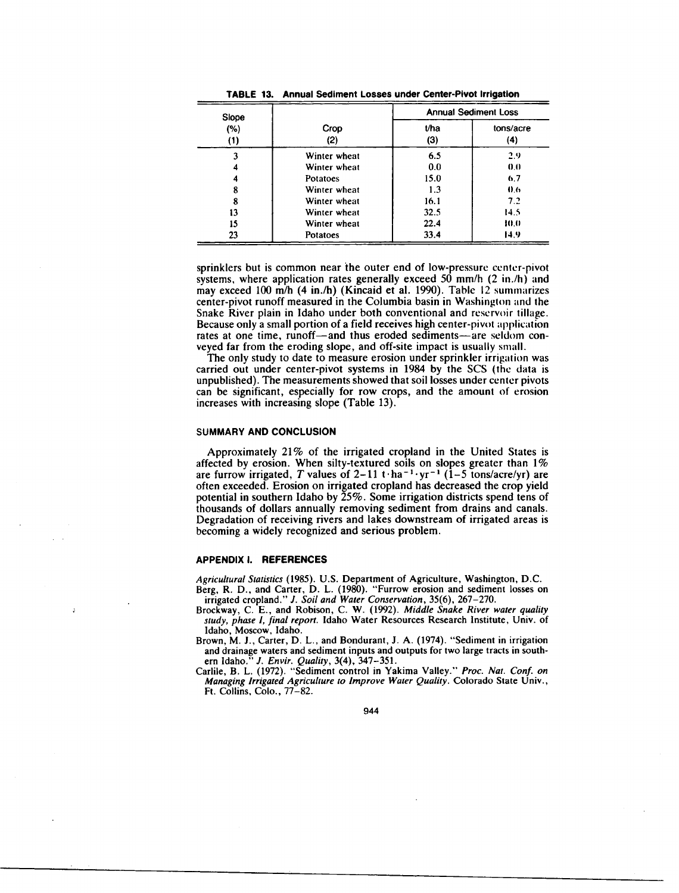**TABLE 13. Annual Sediment Losses under Center-Pivot Irrigation**

| Slope (%) (1) | Crop (2) | Annual Sediment Loss t/ha (3) | Annual Sediment Loss tons/acre (4) |
|---|---|---|---|
| 3 | Winter wheat | 6.5 | 2.9 |
| 4 | Winter wheat | 0.0 | 0.0 |
| 4 | Potatoes | 15.0 | 6.7 |
| 8 | Winter wheat | 1.3 | 0.6 |
| 8 | Winter wheat | 16.1 | 7.2 |
| 13 | Winter wheat | 32.5 | 14.5 |
| 15 | Winter wheat | 22.4 | 10.0 |
| 23 | Potatoes | 33.4 | 14.9 |

sprinklers but is common near the outer end of low-pressure center-pivot systems, where application rates generally exceed 50 mm/h (2 in./h) and may exceed 100 m/h (4 in./h) (Kincaid et al. 1990). Table 12 summarizes center-pivot runoff measured in the Columbia basin in Washington and the Snake River plain in Idaho under both conventional and reservoir tillage. Because only a small portion of a field receives high center-pivot application rates at one time, runoff—and thus eroded sediments—are seldom conveyed far from the eroding slope, and off-site impact is usually small.

The only study to date to measure erosion under sprinkler irrigation was carried out under center-pivot systems in 1984 by the SCS (the data is unpublished). The measurements showed that soil losses under center pivots can be significant, especially for row crops, and the amount of erosion increases with increasing slope (Table 13).

## SUMMARY AND CONCLUSION

Approximately 21% of the irrigated cropland in the United States is affected by erosion. When silty-textured soils on slopes greater than 1% are furrow irrigated, $T$ values of 2–11 $t \cdot ha^{-1} \cdot yr^{-1}$ (1–5 tons/acre/yr) are often exceeded. Erosion on irrigated cropland has decreased the crop yield potential in southern Idaho by 25%. Some irrigation districts spend tens of thousands of dollars annually removing sediment from drains and canals. Degradation of receiving rivers and lakes downstream of irrigated areas is becoming a widely recognized and serious problem.

## APPENDIX I. REFERENCES

*Agricultural Statistics* (1985). U.S. Department of Agriculture, Washington, D.C.

Berg, R. D., and Carter, D. L. (1980). "Furrow erosion and sediment losses on irrigated cropland." *J. Soil and Water Conservation*, 35(6), 267–270.

Brockway, C. E., and Robison, C. W. (1992). *Middle Snake River water quality study, phase I, final report.* Idaho Water Resources Research Institute, Univ. of Idaho, Moscow, Idaho.

Brown, M. J., Carter, D. L., and Bondurant, J. A. (1974). "Sediment in irrigation and drainage waters and sediment inputs and outputs for two large tracts in southern Idaho." *J. Envir. Quality*, 3(4), 347–351.

Carlile, B. L. (1972). "Sediment control in Yakima Valley." *Proc. Nat. Conf. on Managing Irrigated Agriculture to Improve Water Quality.* Colorado State Univ., Ft. Collins, Colo., 77–82.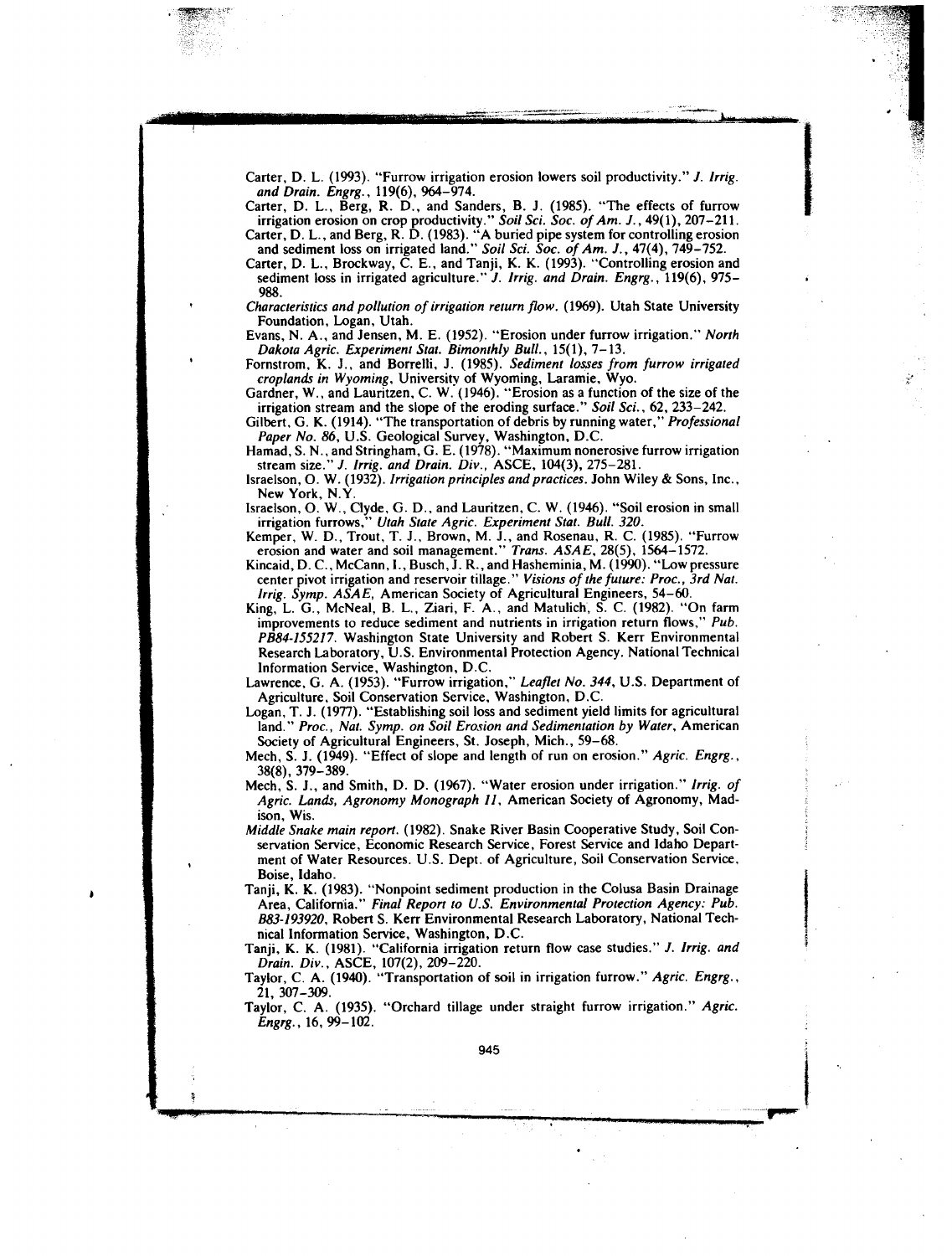Carter, D. L. (1993). "Furrow irrigation erosion lowers soil productivity." *J. Irrig. and Drain. Engrg.*, 119(6), 964–974.

Carter, D. L., Berg, R. D., and Sanders, B. J. (1985). "The effects of furrow irrigation erosion on crop productivity." *Soil Sci. Soc. of Am. J.*, 49(1), 207–211.

Carter, D. L., and Berg, R. D. (1983). "A buried pipe system for controlling erosion and sediment loss on irrigated land." *Soil Sci. Soc. of Am. J.*, 47(4), 749–752.

Carter, D. L., Brockway, C. E., and Tanji, K. K. (1993). "Controlling erosion and sediment loss in irrigated agriculture." *J. Irrig. and Drain. Engrg.*, 119(6), 975–988.

*Characteristics and pollution of irrigation return flow.* (1969). Utah State University Foundation, Logan, Utah.

Evans, N. A., and Jensen, M. E. (1952). "Erosion under furrow irrigation." *North Dakota Agric. Experiment Stat. Bimonthly Bull.*, 15(1), 7–13.

Fornstrom, K. J., and Borrelli, J. (1985). *Sediment losses from furrow irrigated croplands in Wyoming*, University of Wyoming, Laramie, Wyo.

Gardner, W., and Lauritzen, C. W. (1946). "Erosion as a function of the size of the irrigation stream and the slope of the eroding surface." *Soil Sci.*, 62, 233–242.

Gilbert, G. K. (1914). "The transportation of debris by running water," *Professional Paper No. 86*, U.S. Geological Survey, Washington, D.C.

Hamad, S. N., and Stringham, G. E. (1978). "Maximum nonerosive furrow irrigation stream size." *J. Irrig. and Drain. Div.*, ASCE, 104(3), 275–281.

Israelson, O. W. (1932). *Irrigation principles and practices.* John Wiley & Sons, Inc., New York, N.Y.

Israelson, O. W., Clyde, G. D., and Lauritzen, C. W. (1946). "Soil erosion in small irrigation furrows," *Utah State Agric. Experiment Stat. Bull. 320.*

Kemper, W. D., Trout, T. J., Brown, M. J., and Rosenau, R. C. (1985). "Furrow erosion and water and soil management." *Trans. ASAE*, 28(5), 1564–1572.

Kincaid, D. C., McCann, I., Busch, J. R., and Hasheminia, M. (1990). "Low pressure center pivot irrigation and reservoir tillage." *Visions of the future: Proc., 3rd Nat. Irrig. Symp. ASAE*, American Society of Agricultural Engineers, 54–60.

King, L. G., McNeal, B. L., Ziari, F. A., and Matulich, S. C. (1982). "On farm improvements to reduce sediment and nutrients in irrigation return flows," *Pub. PB84-155217.* Washington State University and Robert S. Kerr Environmental Research Laboratory, U.S. Environmental Protection Agency. National Technical Information Service, Washington, D.C.

Lawrence, G. A. (1953). "Furrow irrigation," *Leaflet No. 344*, U.S. Department of Agriculture, Soil Conservation Service, Washington, D.C.

Logan, T. J. (1977). "Establishing soil loss and sediment yield limits for agricultural land." *Proc., Nat. Symp. on Soil Erosion and Sedimentation by Water*, American Society of Agricultural Engineers, St. Joseph, Mich., 59–68.

Mech, S. J. (1949). "Effect of slope and length of run on erosion." *Agric. Engrg.*, 38(8), 379–389.

Mech, S. J., and Smith, D. D. (1967). "Water erosion under irrigation." *Irrig. of Agric. Lands, Agronomy Monograph 11*, American Society of Agronomy, Madison, Wis.

*Middle Snake main report.* (1982). Snake River Basin Cooperative Study, Soil Conservation Service, Economic Research Service, Forest Service and Idaho Department of Water Resources. U.S. Dept. of Agriculture, Soil Conservation Service, Boise, Idaho.

Tanji, K. K. (1983). "Nonpoint sediment production in the Colusa Basin Drainage Area, California." *Final Report to U.S. Environmental Protection Agency: Pub. B83-193920*, Robert S. Kerr Environmental Research Laboratory, National Technical Information Service, Washington, D.C.

Tanji, K. K. (1981). "California irrigation return flow case studies." *J. Irrig. and Drain. Div.*, ASCE, 107(2), 209–220.

Taylor, C. A. (1940). "Transportation of soil in irrigation furrow." *Agric. Engrg.*, 21, 307–309.

Taylor, C. A. (1935). "Orchard tillage under straight furrow irrigation." *Agric. Engrg.*, 16, 99–102.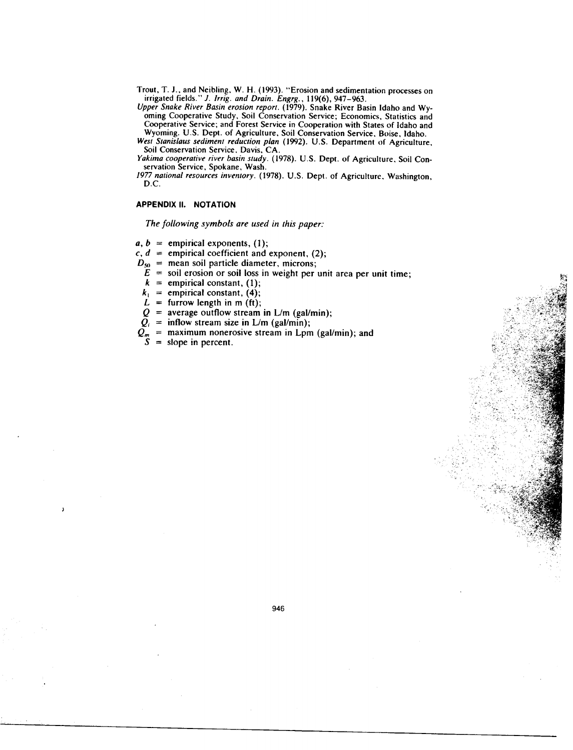Trout, T. J., and Neibling, W. H. (1993). "Erosion and sedimentation processes on irrigated fields." *J. Irrig. and Drain. Engrg.*, 119(6), 947–963.

*Upper Snake River Basin erosion report.* (1979). Snake River Basin Idaho and Wyoming Cooperative Study, Soil Conservation Service; Economics, Statistics and Cooperative Service; and Forest Service in Cooperation with States of Idaho and Wyoming. U.S. Dept. of Agriculture, Soil Conservation Service, Boise, Idaho.

*West Stanislaus sediment reduction plan* (1992). U.S. Department of Agriculture, Soil Conservation Service, Davis, CA.

*Yakima cooperative river basin study.* (1978). U.S. Dept. of Agriculture, Soil Conservation Service, Spokane, Wash.

*1977 national resources inventory.* (1978). U.S. Dept. of Agriculture, Washington, D.C.

## APPENDIX II. NOTATION

*The following symbols are used in this paper:*

- $a, b$ = empirical exponents, (1);
- $c, d$ = empirical coefficient and exponent, (2);
- $D_{50}$ = mean soil particle diameter, microns;
- $E$ = soil erosion or soil loss in weight per unit area per unit time;
- $k$ = empirical constant, (1);
- $k_1$ = empirical constant, (4);
- $L$ = furrow length in m (ft);
- $Q$ = average outflow stream in L/m (gal/min);
- $Q_i$ = inflow stream size in L/m (gal/min);
- $Q_m$ = maximum nonerosive stream in Lpm (gal/min); and
- $S$ = slope in percent.